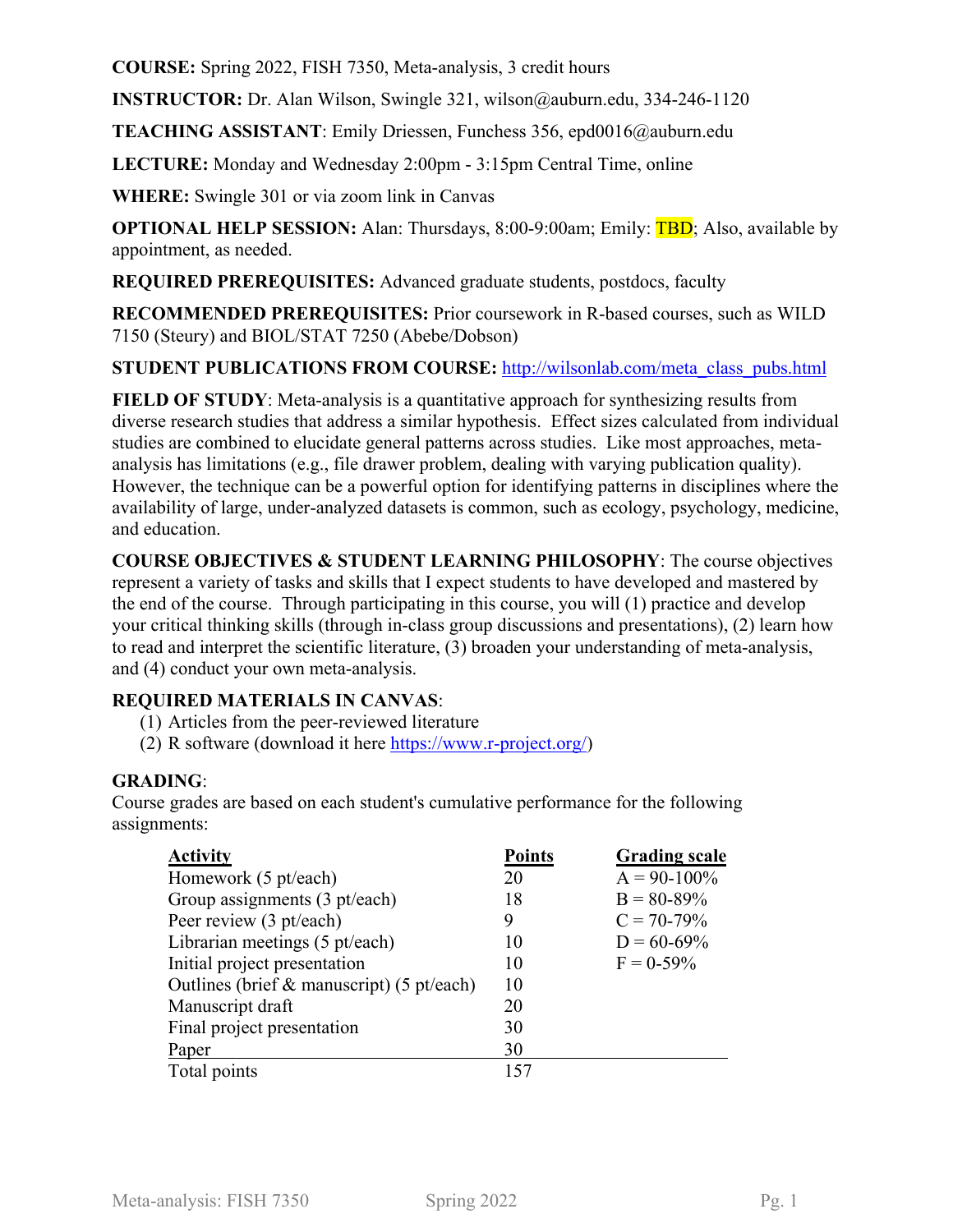**COURSE:** Spring 2022, FISH 7350, Meta-analysis, 3 credit hours

**INSTRUCTOR:** Dr. Alan Wilson, Swingle 321, wilson@auburn.edu, 334-246-1120

**TEACHING ASSISTANT**: Emily Driessen, Funchess 356, epd0016@auburn.edu

**LECTURE:** Monday and Wednesday 2:00pm - 3:15pm Central Time, online

**WHERE:** Swingle 301 or via zoom link in Canvas

**OPTIONAL HELP SESSION:** Alan: Thursdays, 8:00-9:00am; Emily: TBD; Also, available by appointment, as needed.

**REQUIRED PREREQUISITES:** Advanced graduate students, postdocs, faculty

**RECOMMENDED PREREQUISITES:** Prior coursework in R-based courses, such as WILD 7150 (Steury) and BIOL/STAT 7250 (Abebe/Dobson)

**STUDENT PUBLICATIONS FROM COURSE:** http://wilsonlab.com/meta_class_pubs.html

**FIELD OF STUDY**: Meta-analysis is a quantitative approach for synthesizing results from diverse research studies that address a similar hypothesis. Effect sizes calculated from individual studies are combined to elucidate general patterns across studies. Like most approaches, meta-analysis has limitations (e.g., file drawer problem, dealing with varying publication quality). However, the technique can be a powerful option for identifying patterns in disciplines where the availability of large, under-analyzed datasets is common, such as ecology, psychology, medicine, and education.

**COURSE OBJECTIVES & STUDENT LEARNING PHILOSOPHY**: The course objectives represent a variety of tasks and skills that I expect students to have developed and mastered by the end of the course. Through participating in this course, you will (1) practice and develop your critical thinking skills (through in-class group discussions and presentations), (2) learn how to read and interpret the scientific literature, (3) broaden your understanding of meta-analysis, and (4) conduct your own meta-analysis.

**REQUIRED MATERIALS IN CANVAS**:

(1) Articles from the peer-reviewed literature
(2) R software (download it here https://www.r-project.org/)

**GRADING**:

Course grades are based on each student's cumulative performance for the following assignments:

| Activity | Points | Grading scale |
|---|---|---|
| Homework (5 pt/each) | 20 | A = 90-100% |
| Group assignments (3 pt/each) | 18 | B = 80-89% |
| Peer review (3 pt/each) | 9 | C = 70-79% |
| Librarian meetings (5 pt/each) | 10 | D = 60-69% |
| Initial project presentation | 10 | F = 0-59% |
| Outlines (brief & manuscript) (5 pt/each) | 10 | |
| Manuscript draft | 20 | |
| Final project presentation | 30 | |
| Paper | 30 | |
| Total points | 157 | |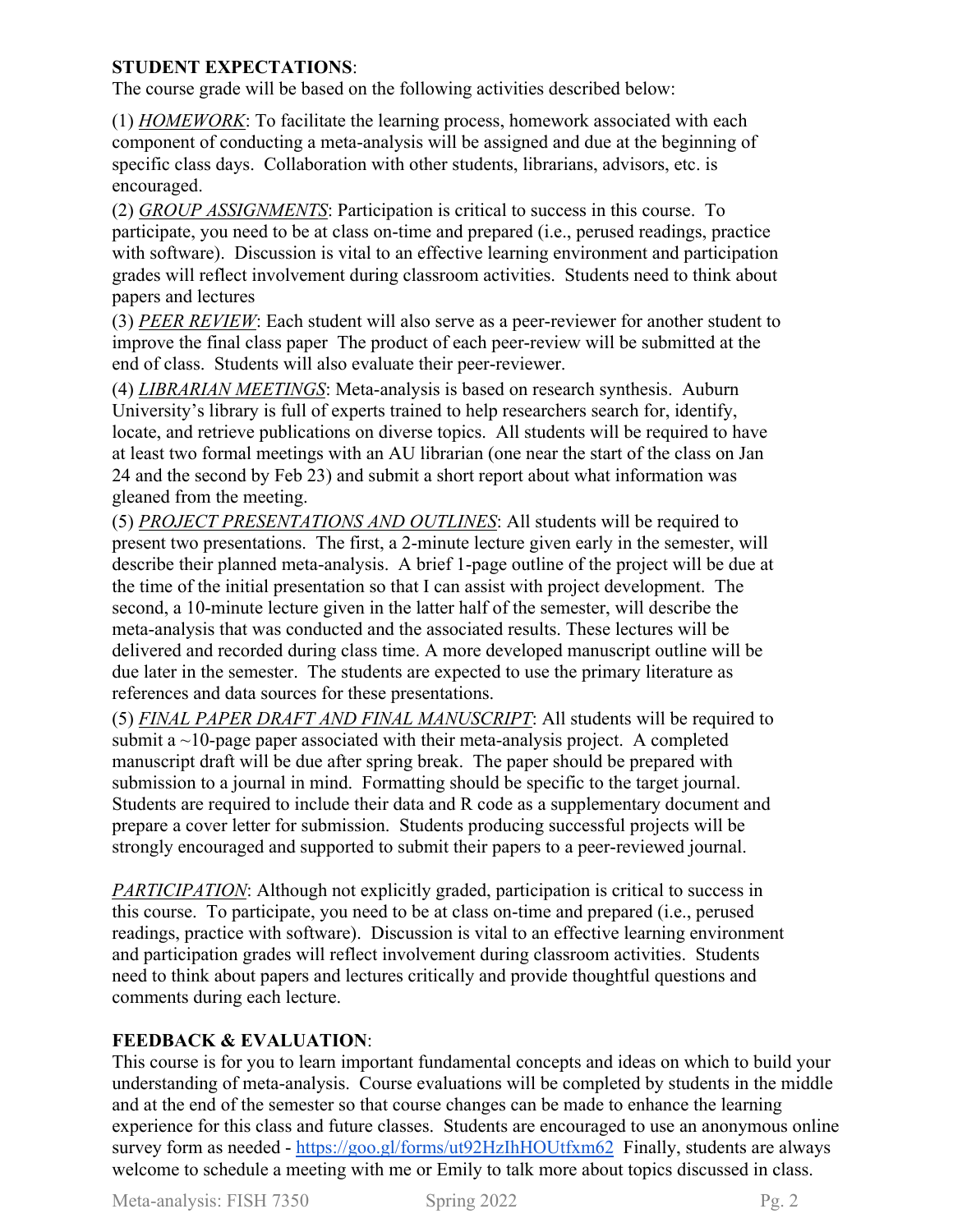**STUDENT EXPECTATIONS**:
The course grade will be based on the following activities described below:

(1) *HOMEWORK*: To facilitate the learning process, homework associated with each component of conducting a meta-analysis will be assigned and due at the beginning of specific class days. Collaboration with other students, librarians, advisors, etc. is encouraged.
(2) *GROUP ASSIGNMENTS*: Participation is critical to success in this course. To participate, you need to be at class on-time and prepared (i.e., perused readings, practice with software). Discussion is vital to an effective learning environment and participation grades will reflect involvement during classroom activities. Students need to think about papers and lectures
(3) *PEER REVIEW*: Each student will also serve as a peer-reviewer for another student to improve the final class paper The product of each peer-review will be submitted at the end of class. Students will also evaluate their peer-reviewer.
(4) *LIBRARIAN MEETINGS*: Meta-analysis is based on research synthesis. Auburn University's library is full of experts trained to help researchers search for, identify, locate, and retrieve publications on diverse topics. All students will be required to have at least two formal meetings with an AU librarian (one near the start of the class on Jan 24 and the second by Feb 23) and submit a short report about what information was gleaned from the meeting.
(5) *PROJECT PRESENTATIONS AND OUTLINES*: All students will be required to present two presentations. The first, a 2-minute lecture given early in the semester, will describe their planned meta-analysis. A brief 1-page outline of the project will be due at the time of the initial presentation so that I can assist with project development. The second, a 10-minute lecture given in the latter half of the semester, will describe the meta-analysis that was conducted and the associated results. These lectures will be delivered and recorded during class time. A more developed manuscript outline will be due later in the semester. The students are expected to use the primary literature as references and data sources for these presentations.
(5) *FINAL PAPER DRAFT AND FINAL MANUSCRIPT*: All students will be required to submit a ~10-page paper associated with their meta-analysis project. A completed manuscript draft will be due after spring break. The paper should be prepared with submission to a journal in mind. Formatting should be specific to the target journal. Students are required to include their data and R code as a supplementary document and prepare a cover letter for submission. Students producing successful projects will be strongly encouraged and supported to submit their papers to a peer-reviewed journal.

*PARTICIPATION*: Although not explicitly graded, participation is critical to success in this course. To participate, you need to be at class on-time and prepared (i.e., perused readings, practice with software). Discussion is vital to an effective learning environment and participation grades will reflect involvement during classroom activities. Students need to think about papers and lectures critically and provide thoughtful questions and comments during each lecture.

**FEEDBACK & EVALUATION**:
This course is for you to learn important fundamental concepts and ideas on which to build your understanding of meta-analysis. Course evaluations will be completed by students in the middle and at the end of the semester so that course changes can be made to enhance the learning experience for this class and future classes. Students are encouraged to use an anonymous online survey form as needed - https://goo.gl/forms/ut92HzIhHOUtfxm62 Finally, students are always welcome to schedule a meeting with me or Emily to talk more about topics discussed in class.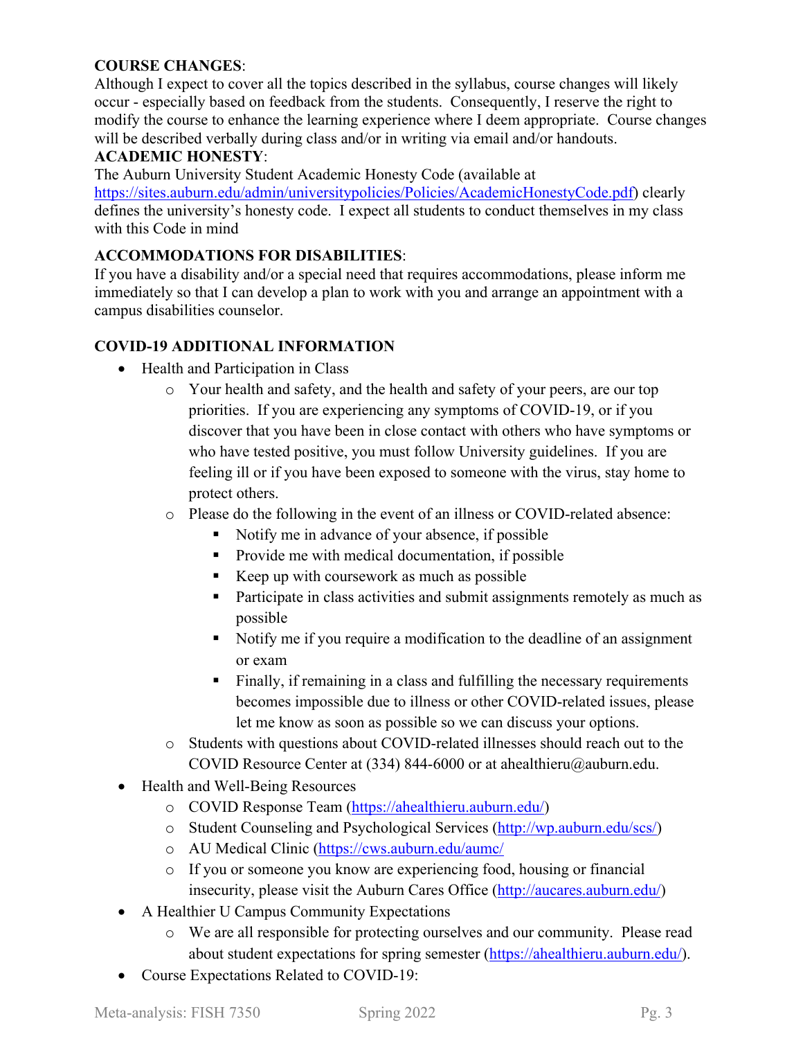**COURSE CHANGES**:
Although I expect to cover all the topics described in the syllabus, course changes will likely occur - especially based on feedback from the students. Consequently, I reserve the right to modify the course to enhance the learning experience where I deem appropriate. Course changes will be described verbally during class and/or in writing via email and/or handouts.

**ACADEMIC HONESTY**:
The Auburn University Student Academic Honesty Code (available at https://sites.auburn.edu/admin/universitypolicies/Policies/AcademicHonestyCode.pdf) clearly defines the university's honesty code. I expect all students to conduct themselves in my class with this Code in mind

**ACCOMMODATIONS FOR DISABILITIES**:
If you have a disability and/or a special need that requires accommodations, please inform me immediately so that I can develop a plan to work with you and arrange an appointment with a campus disabilities counselor.

**COVID-19 ADDITIONAL INFORMATION**

- Health and Participation in Class
  - Your health and safety, and the health and safety of your peers, are our top priorities. If you are experiencing any symptoms of COVID-19, or if you discover that you have been in close contact with others who have symptoms or who have tested positive, you must follow University guidelines. If you are feeling ill or if you have been exposed to someone with the virus, stay home to protect others.
  - Please do the following in the event of an illness or COVID-related absence:
    - Notify me in advance of your absence, if possible
    - Provide me with medical documentation, if possible
    - Keep up with coursework as much as possible
    - Participate in class activities and submit assignments remotely as much as possible
    - Notify me if you require a modification to the deadline of an assignment or exam
    - Finally, if remaining in a class and fulfilling the necessary requirements becomes impossible due to illness or other COVID-related issues, please let me know as soon as possible so we can discuss your options.
  - Students with questions about COVID-related illnesses should reach out to the COVID Resource Center at (334) 844-6000 or at ahealthieru@auburn.edu.
- Health and Well-Being Resources
  - COVID Response Team (https://ahealthieru.auburn.edu/)
  - Student Counseling and Psychological Services (http://wp.auburn.edu/scs/)
  - AU Medical Clinic (https://cws.auburn.edu/aumc/
  - If you or someone you know are experiencing food, housing or financial insecurity, please visit the Auburn Cares Office (http://aucares.auburn.edu/)
- A Healthier U Campus Community Expectations
  - We are all responsible for protecting ourselves and our community. Please read about student expectations for spring semester (https://ahealthieru.auburn.edu/).
- Course Expectations Related to COVID-19: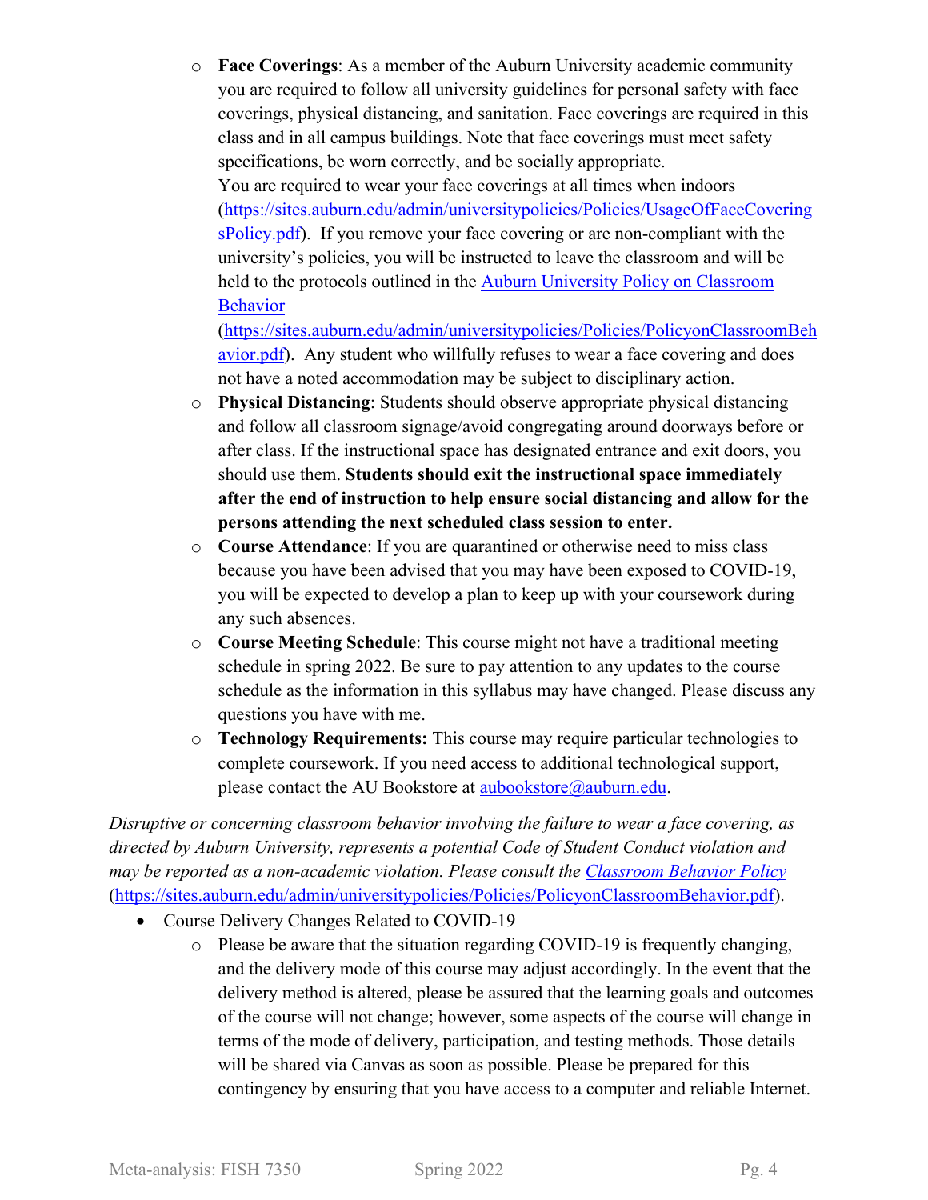- **Face Coverings**: As a member of the Auburn University academic community you are required to follow all university guidelines for personal safety with face coverings, physical distancing, and sanitation. Face coverings are required in this class and in all campus buildings. Note that face coverings must meet safety specifications, be worn correctly, and be socially appropriate. You are required to wear your face coverings at all times when indoors (https://sites.auburn.edu/admin/universitypolicies/Policies/UsageOfFaceCoveringsPolicy.pdf). If you remove your face covering or are non-compliant with the university's policies, you will be instructed to leave the classroom and will be held to the protocols outlined in the [Auburn University Policy on Classroom Behavior](https://sites.auburn.edu/admin/universitypolicies/Policies/PolicyonClassroomBehavior.pdf) (https://sites.auburn.edu/admin/universitypolicies/Policies/PolicyonClassroomBehavior.pdf). Any student who willfully refuses to wear a face covering and does not have a noted accommodation may be subject to disciplinary action.
- **Physical Distancing**: Students should observe appropriate physical distancing and follow all classroom signage/avoid congregating around doorways before or after class. If the instructional space has designated entrance and exit doors, you should use them. **Students should exit the instructional space immediately after the end of instruction to help ensure social distancing and allow for the persons attending the next scheduled class session to enter.**
- **Course Attendance**: If you are quarantined or otherwise need to miss class because you have been advised that you may have been exposed to COVID-19, you will be expected to develop a plan to keep up with your coursework during any such absences.
- **Course Meeting Schedule**: This course might not have a traditional meeting schedule in spring 2022. Be sure to pay attention to any updates to the course schedule as the information in this syllabus may have changed. Please discuss any questions you have with me.
- **Technology Requirements:** This course may require particular technologies to complete coursework. If you need access to additional technological support, please contact the AU Bookstore at aubookstore@auburn.edu.

*Disruptive or concerning classroom behavior involving the failure to wear a face covering, as directed by Auburn University, represents a potential Code of Student Conduct violation and may be reported as a non-academic violation. Please consult the [Classroom Behavior Policy](https://sites.auburn.edu/admin/universitypolicies/Policies/PolicyonClassroomBehavior.pdf)* (https://sites.auburn.edu/admin/universitypolicies/Policies/PolicyonClassroomBehavior.pdf).

- Course Delivery Changes Related to COVID-19
  - Please be aware that the situation regarding COVID-19 is frequently changing, and the delivery mode of this course may adjust accordingly. In the event that the delivery method is altered, please be assured that the learning goals and outcomes of the course will not change; however, some aspects of the course will change in terms of the mode of delivery, participation, and testing methods. Those details will be shared via Canvas as soon as possible. Please be prepared for this contingency by ensuring that you have access to a computer and reliable Internet.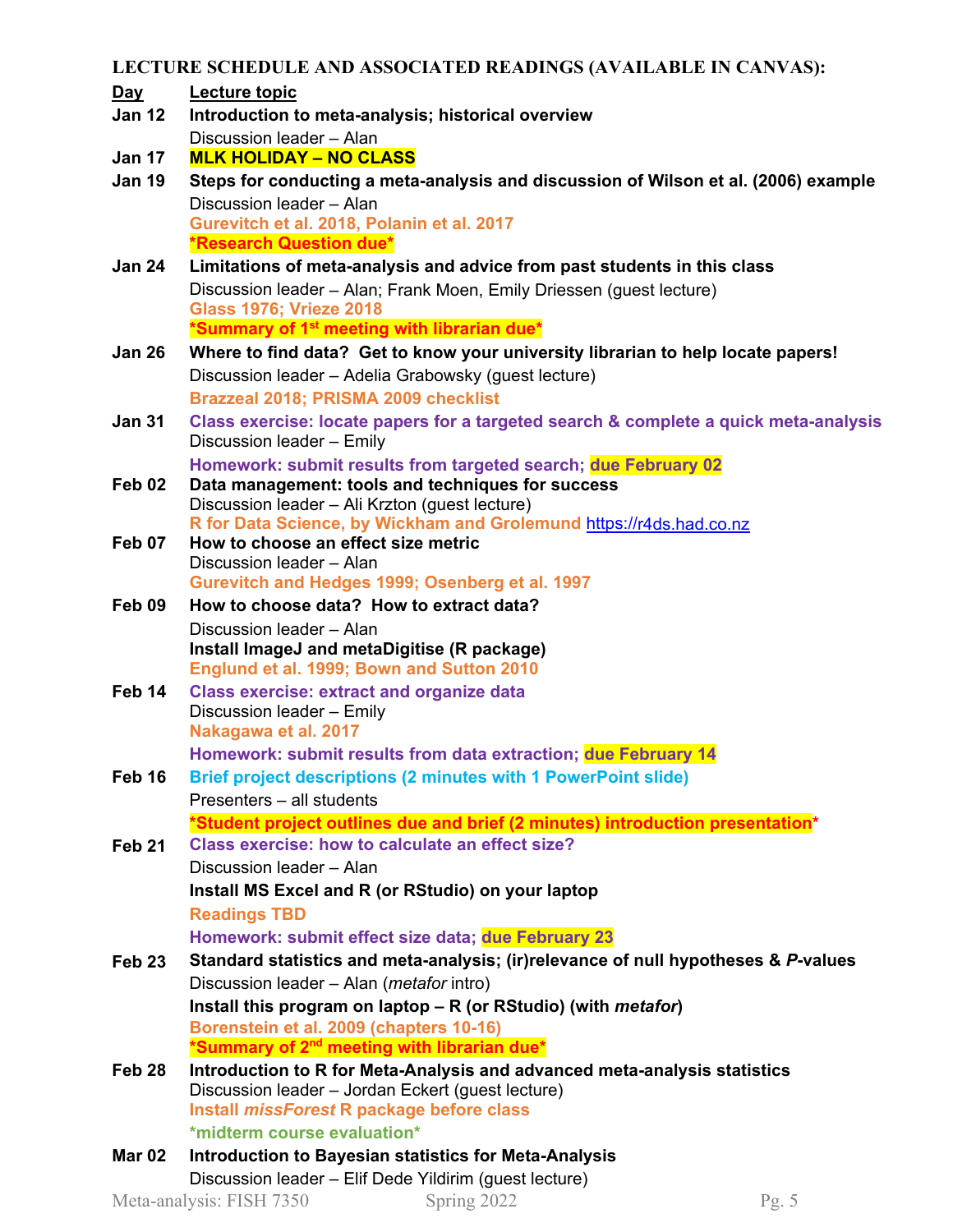## LECTURE SCHEDULE AND ASSOCIATED READINGS (AVAILABLE IN CANVAS):

| Day | Lecture topic |
|---|---|
| **Jan 12** | **Introduction to meta-analysis; historical overview**<br>Discussion leader – Alan |
| **Jan 17** | **MLK HOLIDAY – NO CLASS** |
| **Jan 19** | **Steps for conducting a meta-analysis and discussion of Wilson et al. (2006) example**<br>Discussion leader – Alan<br>**Gurevitch et al. 2018, Polanin et al. 2017**<br>**\*Research Question due\*** |
| **Jan 24** | **Limitations of meta-analysis and advice from past students in this class**<br>Discussion leader – Alan; Frank Moen, Emily Driessen (guest lecture)<br>**Glass 1976; Vrieze 2018**<br>**\*Summary of 1st meeting with librarian due\*** |
| **Jan 26** | **Where to find data? Get to know your university librarian to help locate papers!**<br>Discussion leader – Adelia Grabowsky (guest lecture)<br>**Brazzeal 2018; PRISMA 2009 checklist** |
| **Jan 31** | **Class exercise: locate papers for a targeted search & complete a quick meta-analysis**<br>Discussion leader – Emily<br>**Homework: submit results from targeted search; due February 02** |
| **Feb 02** | **Data management: tools and techniques for success**<br>Discussion leader – Ali Krzton (guest lecture)<br>**R for Data Science, by Wickham and Grolemund** https://r4ds.had.co.nz |
| **Feb 07** | **How to choose an effect size metric**<br>Discussion leader – Alan<br>**Gurevitch and Hedges 1999; Osenberg et al. 1997** |
| **Feb 09** | **How to choose data? How to extract data?**<br>Discussion leader – Alan<br>**Install ImageJ and metaDigitise (R package)**<br>**Englund et al. 1999; Bown and Sutton 2010** |
| **Feb 14** | **Class exercise: extract and organize data**<br>Discussion leader – Emily<br>**Nakagawa et al. 2017**<br>**Homework: submit results from data extraction; due February 14** |
| **Feb 16** | **Brief project descriptions (2 minutes with 1 PowerPoint slide)**<br>Presenters – all students<br>**\*Student project outlines due and brief (2 minutes) introduction presentation\*** |
| **Feb 21** | **Class exercise: how to calculate an effect size?**<br>Discussion leader – Alan<br>**Install MS Excel and R (or RStudio) on your laptop**<br>**Readings TBD**<br>**Homework: submit effect size data; due February 23** |
| **Feb 23** | **Standard statistics and meta-analysis; (ir)relevance of null hypotheses & *P*-values**<br>Discussion leader – Alan (*metafor* intro)<br>**Install this program on laptop – R (or RStudio) (with *metafor*)**<br>**Borenstein et al. 2009 (chapters 10-16)**<br>**\*Summary of 2nd meeting with librarian due\*** |
| **Feb 28** | **Introduction to R for Meta-Analysis and advanced meta-analysis statistics**<br>Discussion leader – Jordan Eckert (guest lecture)<br>**Install *missForest* R package before class**<br>**\*midterm course evaluation\*** |
| **Mar 02** | **Introduction to Bayesian statistics for Meta-Analysis**<br>Discussion leader – Elif Dede Yildirim (guest lecture) |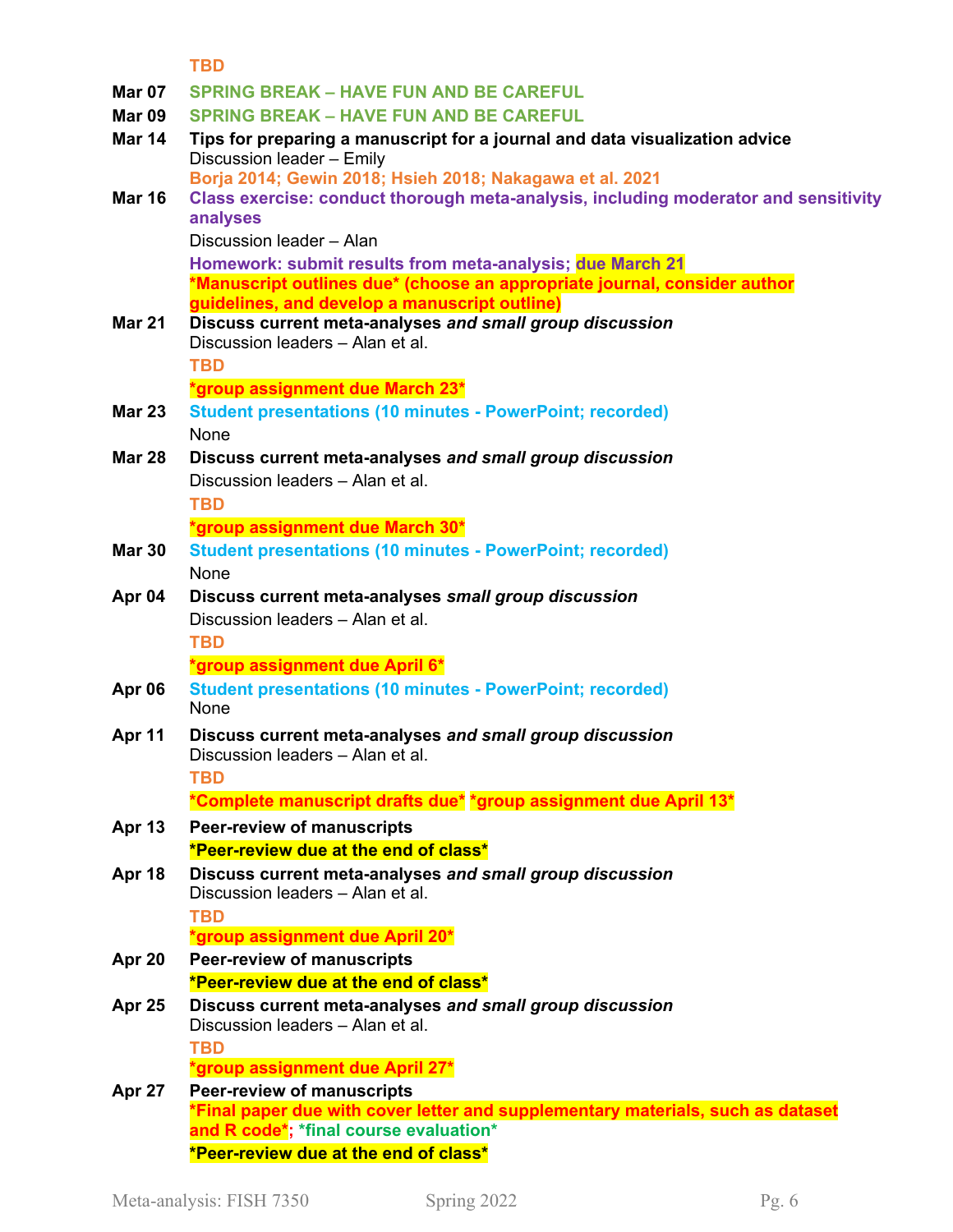TBD

**Mar 07** **SPRING BREAK – HAVE FUN AND BE CAREFUL**

**Mar 09** **SPRING BREAK – HAVE FUN AND BE CAREFUL**

**Mar 14** **Tips for preparing a manuscript for a journal and data visualization advice**
Discussion leader – Emily
**Borja 2014; Gewin 2018; Hsieh 2018; Nakagawa et al. 2021**

**Mar 16** **Class exercise: conduct thorough meta-analysis, including moderator and sensitivity analyses**
Discussion leader – Alan
**Homework: submit results from meta-analysis; due March 21**
**\*Manuscript outlines due\* (choose an appropriate journal, consider author guidelines, and develop a manuscript outline)**

**Mar 21** **Discuss current meta-analyses *and small group discussion***
Discussion leaders – Alan et al.
**TBD**
**\*group assignment due March 23\***

**Mar 23** **Student presentations (10 minutes - PowerPoint; recorded)**
None

**Mar 28** **Discuss current meta-analyses *and small group discussion***
Discussion leaders – Alan et al.
**TBD**
**\*group assignment due March 30\***

**Mar 30** **Student presentations (10 minutes - PowerPoint; recorded)**
None

**Apr 04** **Discuss current meta-analyses *small group discussion***
Discussion leaders – Alan et al.
**TBD**
**\*group assignment due April 6\***

**Apr 06** **Student presentations (10 minutes - PowerPoint; recorded)**
None

**Apr 11** **Discuss current meta-analyses *and small group discussion***
Discussion leaders – Alan et al.
**TBD**
**\*Complete manuscript drafts due\*** **\*group assignment due April 13\***

**Apr 13** **Peer-review of manuscripts**
**\*Peer-review due at the end of class\***

**Apr 18** **Discuss current meta-analyses *and small group discussion***
Discussion leaders – Alan et al.
**TBD**
**\*group assignment due April 20\***

**Apr 20** **Peer-review of manuscripts**
**\*Peer-review due at the end of class\***

**Apr 25** **Discuss current meta-analyses *and small group discussion***
Discussion leaders – Alan et al.
**TBD**
**\*group assignment due April 27\***

**Apr 27** **Peer-review of manuscripts**
**\*Final paper due with cover letter and supplementary materials, such as dataset and R code\***; **\*final course evaluation\***
**\*Peer-review due at the end of class\***